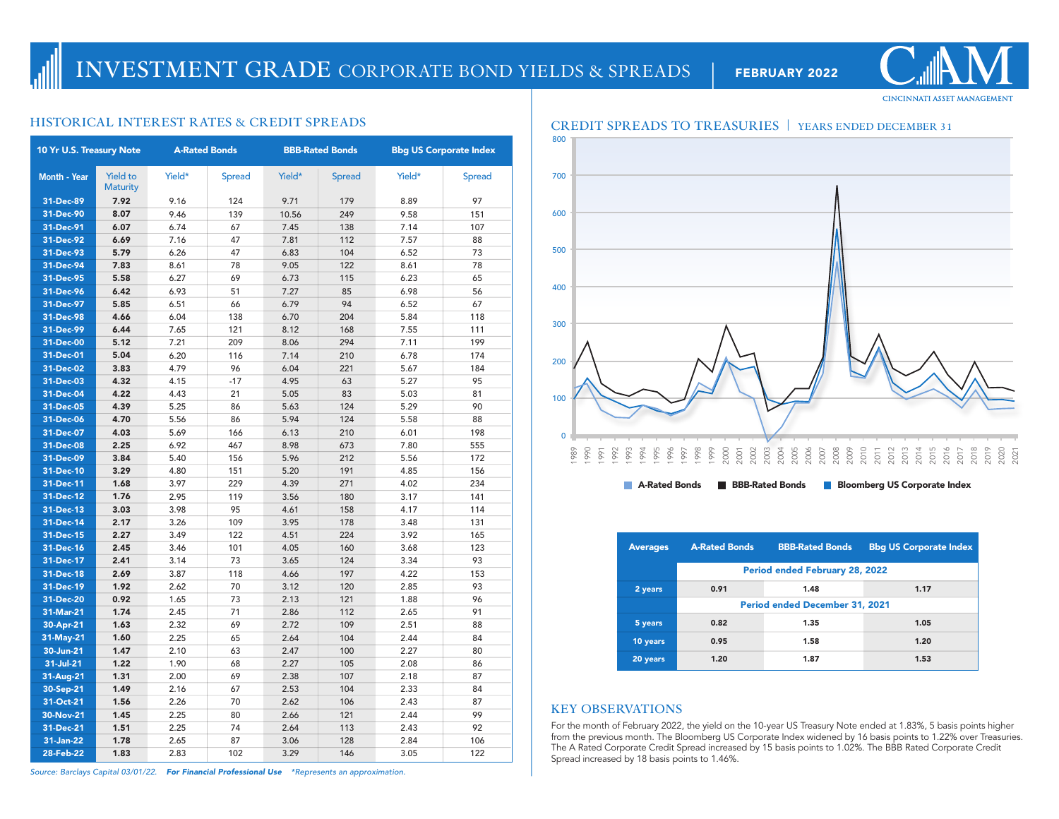# INVESTMENT GRADE CORPORATE BOND YIELDS & SPREADS

**FEBRUARY 2022**

CINCINNATI ASSET MANAGEMENT

## HISTORICAL INTEREST RATES & CREDIT SPREADS

| 10 Yr U.S. Treasury Note | | A-Rated Bonds | | BBB-Rated Bonds | | Bbg US Corporate Index | |
|---|---|---|---|---|---|---|---|
| Month - Year | Yield to Maturity | Yield* | Spread | Yield* | Spread | Yield* | Spread |
| 31-Dec-89 | 7.92 | 9.16 | 124 | 9.71 | 179 | 8.89 | 97 |
| 31-Dec-90 | 8.07 | 9.46 | 139 | 10.56 | 249 | 9.58 | 151 |
| 31-Dec-91 | 6.07 | 6.74 | 67 | 7.45 | 138 | 7.14 | 107 |
| 31-Dec-92 | 6.69 | 7.16 | 47 | 7.81 | 112 | 7.57 | 88 |
| 31-Dec-93 | 5.79 | 6.26 | 47 | 6.83 | 104 | 6.52 | 73 |
| 31-Dec-94 | 7.83 | 8.61 | 78 | 9.05 | 122 | 8.61 | 78 |
| 31-Dec-95 | 5.58 | 6.27 | 69 | 6.73 | 115 | 6.23 | 65 |
| 31-Dec-96 | 6.42 | 6.93 | 51 | 7.27 | 85 | 6.98 | 56 |
| 31-Dec-97 | 5.85 | 6.51 | 66 | 6.79 | 94 | 6.52 | 67 |
| 31-Dec-98 | 4.66 | 6.04 | 138 | 6.70 | 204 | 5.84 | 118 |
| 31-Dec-99 | 6.44 | 7.65 | 121 | 8.12 | 168 | 7.55 | 111 |
| 31-Dec-00 | 5.12 | 7.21 | 209 | 8.06 | 294 | 7.11 | 199 |
| 31-Dec-01 | 5.04 | 6.20 | 116 | 7.14 | 210 | 6.78 | 174 |
| 31-Dec-02 | 3.83 | 4.79 | 96 | 6.04 | 221 | 5.67 | 184 |
| 31-Dec-03 | 4.32 | 4.15 | -17 | 4.95 | 63 | 5.27 | 95 |
| 31-Dec-04 | 4.22 | 4.43 | 21 | 5.05 | 83 | 5.03 | 81 |
| 31-Dec-05 | 4.39 | 5.25 | 86 | 5.63 | 124 | 5.29 | 90 |
| 31-Dec-06 | 4.70 | 5.56 | 86 | 5.94 | 124 | 5.58 | 88 |
| 31-Dec-07 | 4.03 | 5.69 | 166 | 6.13 | 210 | 6.01 | 198 |
| 31-Dec-08 | 2.25 | 6.92 | 467 | 8.98 | 673 | 7.80 | 555 |
| 31-Dec-09 | 3.84 | 5.40 | 156 | 5.96 | 212 | 5.56 | 172 |
| 31-Dec-10 | 3.29 | 4.80 | 151 | 5.20 | 191 | 4.85 | 156 |
| 31-Dec-11 | 1.68 | 3.97 | 229 | 4.39 | 271 | 4.02 | 234 |
| 31-Dec-12 | 1.76 | 2.95 | 119 | 3.56 | 180 | 3.17 | 141 |
| 31-Dec-13 | 3.03 | 3.98 | 95 | 4.61 | 158 | 4.17 | 114 |
| 31-Dec-14 | 2.17 | 3.26 | 109 | 3.95 | 178 | 3.48 | 131 |
| 31-Dec-15 | 2.27 | 3.49 | 122 | 4.51 | 224 | 3.92 | 165 |
| 31-Dec-16 | 2.45 | 3.46 | 101 | 4.05 | 160 | 3.68 | 123 |
| 31-Dec-17 | 2.41 | 3.14 | 73 | 3.65 | 124 | 3.34 | 93 |
| 31-Dec-18 | 2.69 | 3.87 | 118 | 4.66 | 197 | 4.22 | 153 |
| 31-Dec-19 | 1.92 | 2.62 | 70 | 3.12 | 120 | 2.85 | 93 |
| 31-Dec-20 | 0.92 | 1.65 | 73 | 2.13 | 121 | 1.88 | 96 |
| 31-Mar-21 | 1.74 | 2.45 | 71 | 2.86 | 112 | 2.65 | 91 |
| 30-Apr-21 | 1.63 | 2.32 | 69 | 2.72 | 109 | 2.51 | 88 |
| 31-May-21 | 1.60 | 2.25 | 65 | 2.64 | 104 | 2.44 | 84 |
| 30-Jun-21 | 1.47 | 2.10 | 63 | 2.47 | 100 | 2.27 | 80 |
| 31-Jul-21 | 1.22 | 1.90 | 68 | 2.27 | 105 | 2.08 | 86 |
| 31-Aug-21 | 1.31 | 2.00 | 69 | 2.38 | 107 | 2.18 | 87 |
| 30-Sep-21 | 1.49 | 2.16 | 67 | 2.53 | 104 | 2.33 | 84 |
| 31-Oct-21 | 1.56 | 2.26 | 70 | 2.62 | 106 | 2.43 | 87 |
| 30-Nov-21 | 1.45 | 2.25 | 80 | 2.66 | 121 | 2.44 | 99 |
| 31-Dec-21 | 1.51 | 2.25 | 74 | 2.64 | 113 | 2.43 | 92 |
| 31-Jan-22 | 1.78 | 2.65 | 87 | 3.06 | 128 | 2.84 | 106 |
| 28-Feb-22 | 1.83 | 2.83 | 102 | 3.29 | 146 | 3.05 | 122 |

*Source: Barclays Capital 03/01/22.* ***For Financial Professional Use*** *\*Represents an approximation.*

## CREDIT SPREADS TO TREASURIES | YEARS ENDED DECEMBER 31

| Averages | A-Rated Bonds | BBB-Rated Bonds | Bbg US Corporate Index |
|---|---|---|---|
| | **Period ended February 28, 2022** | | |
| 2 years | 0.91 | 1.48 | 1.17 |
| | **Period ended December 31, 2021** | | |
| 5 years | 0.82 | 1.35 | 1.05 |
| 10 years | 0.95 | 1.58 | 1.20 |
| 20 years | 1.20 | 1.87 | 1.53 |

## KEY OBSERVATIONS

For the month of February 2022, the yield on the 10-year US Treasury Note ended at 1.83%, 5 basis points higher from the previous month. The Bloomberg US Corporate Index widened by 16 basis points to 1.22% over Treasuries. The A Rated Corporate Credit Spread increased by 15 basis points to 1.02%. The BBB Rated Corporate Credit Spread increased by 18 basis points to 1.46%.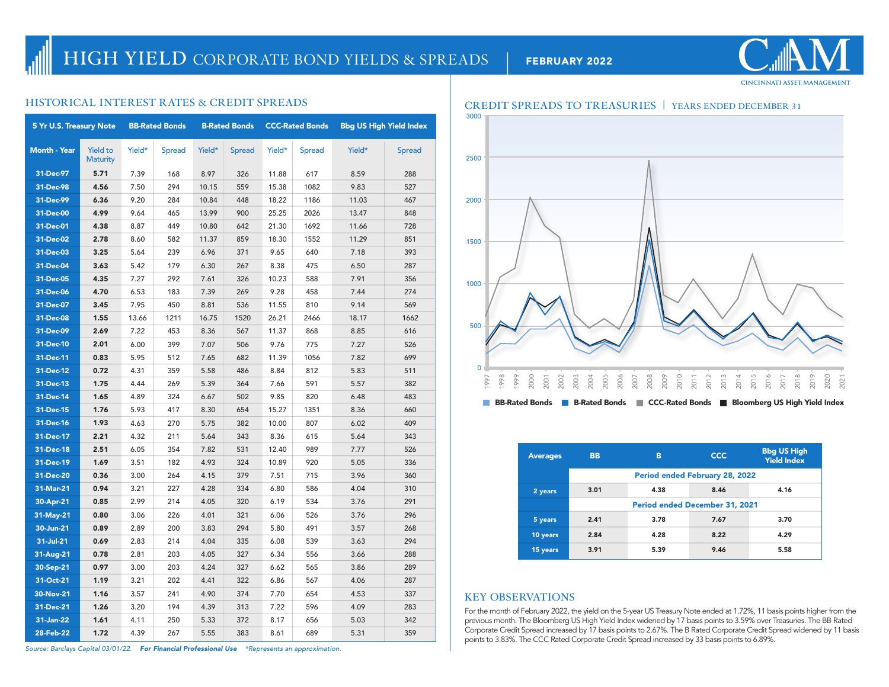# HIGH YIELD CORPORATE BOND YIELDS & SPREADS

**FEBRUARY 2022**

CINCINNATI ASSET MANAGEMENT

## HISTORICAL INTEREST RATES & CREDIT SPREADS

| | 5 Yr U.S. Treasury Note | BB-Rated Bonds | | B-Rated Bonds | | CCC-Rated Bonds | | Bbg US High Yield Index | |
|---|---|---|---|---|---|---|---|---|---|
| **Month - Year** | Yield to Maturity | Yield* | Spread | Yield* | Spread | Yield* | Spread | Yield* | Spread |
| 31-Dec-97 | 5.71 | 7.39 | 168 | 8.97 | 326 | 11.88 | 617 | 8.59 | 288 |
| 31-Dec-98 | 4.56 | 7.50 | 294 | 10.15 | 559 | 15.38 | 1082 | 9.83 | 527 |
| 31-Dec-99 | 6.36 | 9.20 | 284 | 10.84 | 448 | 18.22 | 1186 | 11.03 | 467 |
| 31-Dec-00 | 4.99 | 9.64 | 465 | 13.99 | 900 | 25.25 | 2026 | 13.47 | 848 |
| 31-Dec-01 | 4.38 | 8.87 | 449 | 10.80 | 642 | 21.30 | 1692 | 11.66 | 728 |
| 31-Dec-02 | 2.78 | 8.60 | 582 | 11.37 | 859 | 18.30 | 1552 | 11.29 | 851 |
| 31-Dec-03 | 3.25 | 5.64 | 239 | 6.96 | 371 | 9.65 | 640 | 7.18 | 393 |
| 31-Dec-04 | 3.63 | 5.42 | 179 | 6.30 | 267 | 8.38 | 475 | 6.50 | 287 |
| 31-Dec-05 | 4.35 | 7.27 | 292 | 7.61 | 326 | 10.23 | 588 | 7.91 | 356 |
| 31-Dec-06 | 4.70 | 6.53 | 183 | 7.39 | 269 | 9.28 | 458 | 7.44 | 274 |
| 31-Dec-07 | 3.45 | 7.95 | 450 | 8.81 | 536 | 11.55 | 810 | 9.14 | 569 |
| 31-Dec-08 | 1.55 | 13.66 | 1211 | 16.75 | 1520 | 26.21 | 2466 | 18.17 | 1662 |
| 31-Dec-09 | 2.69 | 7.22 | 453 | 8.36 | 567 | 11.37 | 868 | 8.85 | 616 |
| 31-Dec-10 | 2.01 | 6.00 | 399 | 7.07 | 506 | 9.76 | 775 | 7.27 | 526 |
| 31-Dec-11 | 0.83 | 5.95 | 512 | 7.65 | 682 | 11.39 | 1056 | 7.82 | 699 |
| 31-Dec-12 | 0.72 | 4.31 | 359 | 5.58 | 486 | 8.84 | 812 | 5.83 | 511 |
| 31-Dec-13 | 1.75 | 4.44 | 269 | 5.39 | 364 | 7.66 | 591 | 5.57 | 382 |
| 31-Dec-14 | 1.65 | 4.89 | 324 | 6.67 | 502 | 9.85 | 820 | 6.48 | 483 |
| 31-Dec-15 | 1.76 | 5.93 | 417 | 8.30 | 654 | 15.27 | 1351 | 8.36 | 660 |
| 31-Dec-16 | 1.93 | 4.63 | 270 | 5.75 | 382 | 10.00 | 807 | 6.02 | 409 |
| 31-Dec-17 | 2.21 | 4.32 | 211 | 5.64 | 343 | 8.36 | 615 | 5.64 | 343 |
| 31-Dec-18 | 2.51 | 6.05 | 354 | 7.82 | 531 | 12.40 | 989 | 7.77 | 526 |
| 31-Dec-19 | 1.69 | 3.51 | 182 | 4.93 | 324 | 10.89 | 920 | 5.05 | 336 |
| 31-Dec-20 | 0.36 | 3.00 | 264 | 4.15 | 379 | 7.51 | 715 | 3.96 | 360 |
| 31-Mar-21 | 0.94 | 3.21 | 227 | 4.28 | 334 | 6.80 | 586 | 4.04 | 310 |
| 30-Apr-21 | 0.85 | 2.99 | 214 | 4.05 | 320 | 6.19 | 534 | 3.76 | 291 |
| 31-May-21 | 0.80 | 3.06 | 226 | 4.01 | 321 | 6.06 | 526 | 3.76 | 296 |
| 30-Jun-21 | 0.89 | 2.89 | 200 | 3.83 | 294 | 5.80 | 491 | 3.57 | 268 |
| 31-Jul-21 | 0.69 | 2.83 | 214 | 4.04 | 335 | 6.08 | 539 | 3.63 | 294 |
| 31-Aug-21 | 0.78 | 2.81 | 203 | 4.05 | 327 | 6.34 | 556 | 3.66 | 288 |
| 30-Sep-21 | 0.97 | 3.00 | 203 | 4.24 | 327 | 6.62 | 565 | 3.86 | 289 |
| 31-Oct-21 | 1.19 | 3.21 | 202 | 4.41 | 322 | 6.86 | 567 | 4.06 | 287 |
| 30-Nov-21 | 1.16 | 3.57 | 241 | 4.90 | 374 | 7.70 | 654 | 4.53 | 337 |
| 31-Dec-21 | 1.26 | 3.20 | 194 | 4.39 | 313 | 7.22 | 596 | 4.09 | 283 |
| 31-Jan-22 | 1.61 | 4.11 | 250 | 5.33 | 372 | 8.17 | 656 | 5.03 | 342 |
| 28-Feb-22 | 1.72 | 4.39 | 267 | 5.55 | 383 | 8.61 | 689 | 5.31 | 359 |

*Source: Barclays Capital 03/01/22.* ***For Financial Professional Use*** *\*Represents an approximation.*

## CREDIT SPREADS TO TREASURIES | YEARS ENDED DECEMBER 31

3000
2500
2000
1500
1000
500
0

1997 1998 1999 2000 2001 2002 2003 2004 2005 2006 2007 2008 2009 2010 2011 2012 2013 2014 2015 2016 2017 2018 2019 2020 2021

BB-Rated Bonds | B-Rated Bonds | CCC-Rated Bonds | Bloomberg US High Yield Index

| Averages | BB | B | CCC | Bbg US High Yield Index |
|---|---|---|---|---|
| | **Period ended February 28, 2022** | | | |
| 2 years | 3.01 | 4.38 | 8.46 | 4.16 |
| | **Period ended December 31, 2021** | | | |
| 5 years | 2.41 | 3.78 | 7.67 | 3.70 |
| 10 years | 2.84 | 4.28 | 8.22 | 4.29 |
| 15 years | 3.91 | 5.39 | 9.46 | 5.58 |

## KEY OBSERVATIONS

For the month of February 2022, the yield on the 5-year US Treasury Note ended at 1.72%, 11 basis points higher from the previous month. The Bloomberg US High Yield Index widened by 17 basis points to 3.59% over Treasuries. The BB Rated Corporate Credit Spread increased by 17 basis points to 2.67%. The B Rated Corporate Credit Spread widened by 11 basis points to 3.83%. The CCC Rated Corporate Credit Spread increased by 33 basis points to 6.89%.